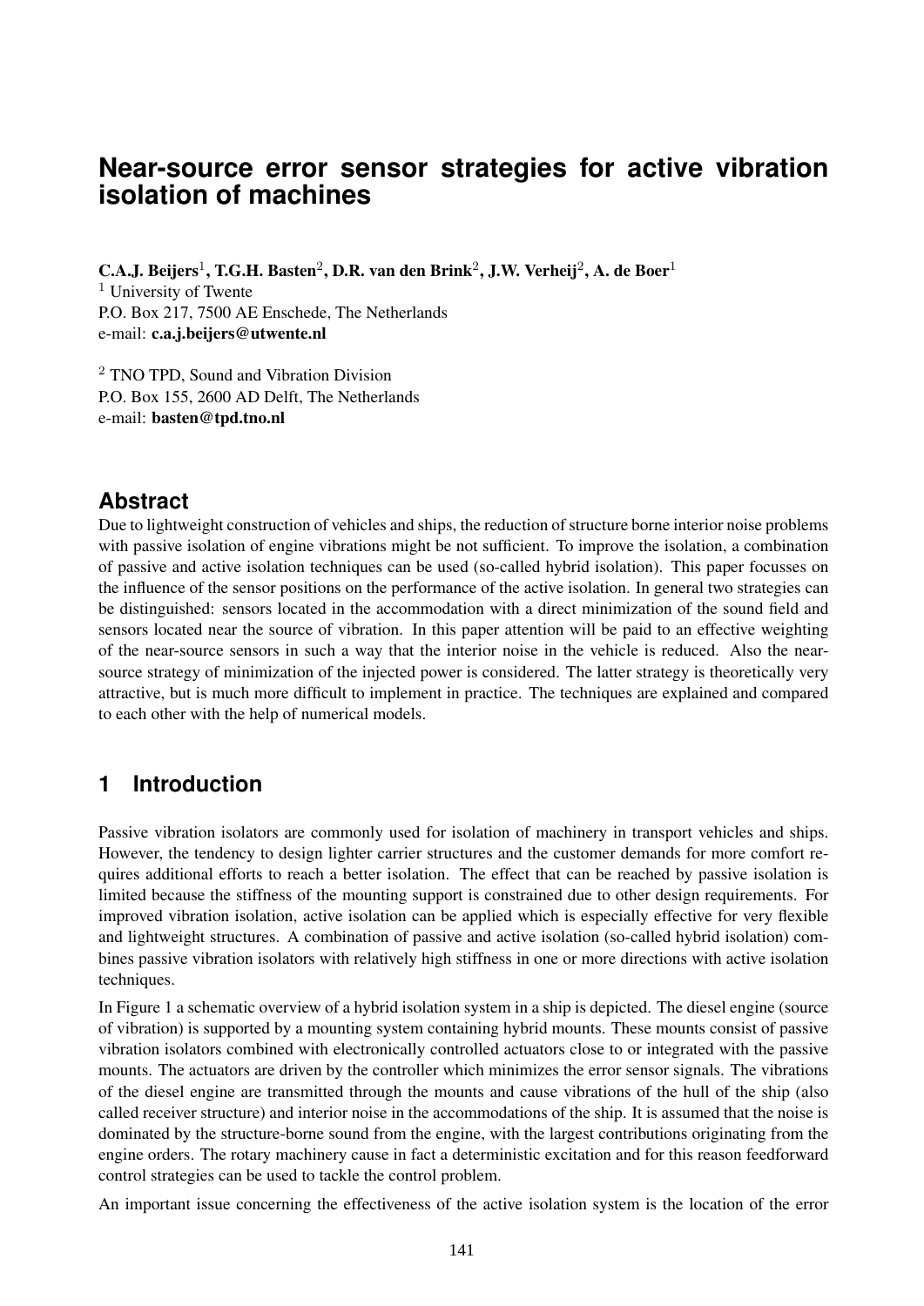# Near-source error sensor strategies for active vibration isolation of machines

**C.A.J. Beijers**[1], **T.G.H. Basten**[2], **D.R. van den Brink**[2], **J.W. Verheij**[2], **A. de Boer**[1]
[1] University of Twente
P.O. Box 217, 7500 AE Enschede, The Netherlands
e-mail: **c.a.j.beijers@utwente.nl**

[2] TNO TPD, Sound and Vibration Division
P.O. Box 155, 2600 AD Delft, The Netherlands
e-mail: **basten@tpd.tno.nl**

## Abstract

Due to lightweight construction of vehicles and ships, the reduction of structure borne interior noise problems with passive isolation of engine vibrations might be not sufficient. To improve the isolation, a combination of passive and active isolation techniques can be used (so-called hybrid isolation). This paper focusses on the influence of the sensor positions on the performance of the active isolation. In general two strategies can be distinguished: sensors located in the accommodation with a direct minimization of the sound field and sensors located near the source of vibration. In this paper attention will be paid to an effective weighting of the near-source sensors in such a way that the interior noise in the vehicle is reduced. Also the near-source strategy of minimization of the injected power is considered. The latter strategy is theoretically very attractive, but is much more difficult to implement in practice. The techniques are explained and compared to each other with the help of numerical models.

## 1 Introduction

Passive vibration isolators are commonly used for isolation of machinery in transport vehicles and ships. However, the tendency to design lighter carrier structures and the customer demands for more comfort requires additional efforts to reach a better isolation. The effect that can be reached by passive isolation is limited because the stiffness of the mounting support is constrained due to other design requirements. For improved vibration isolation, active isolation can be applied which is especially effective for very flexible and lightweight structures. A combination of passive and active isolation (so-called hybrid isolation) combines passive vibration isolators with relatively high stiffness in one or more directions with active isolation techniques.

In Figure 1 a schematic overview of a hybrid isolation system in a ship is depicted. The diesel engine (source of vibration) is supported by a mounting system containing hybrid mounts. These mounts consist of passive vibration isolators combined with electronically controlled actuators close to or integrated with the passive mounts. The actuators are driven by the controller which minimizes the error sensor signals. The vibrations of the diesel engine are transmitted through the mounts and cause vibrations of the hull of the ship (also called receiver structure) and interior noise in the accommodations of the ship. It is assumed that the noise is dominated by the structure-borne sound from the engine, with the largest contributions originating from the engine orders. The rotary machinery cause in fact a deterministic excitation and for this reason feedforward control strategies can be used to tackle the control problem.

An important issue concerning the effectiveness of the active isolation system is the location of the error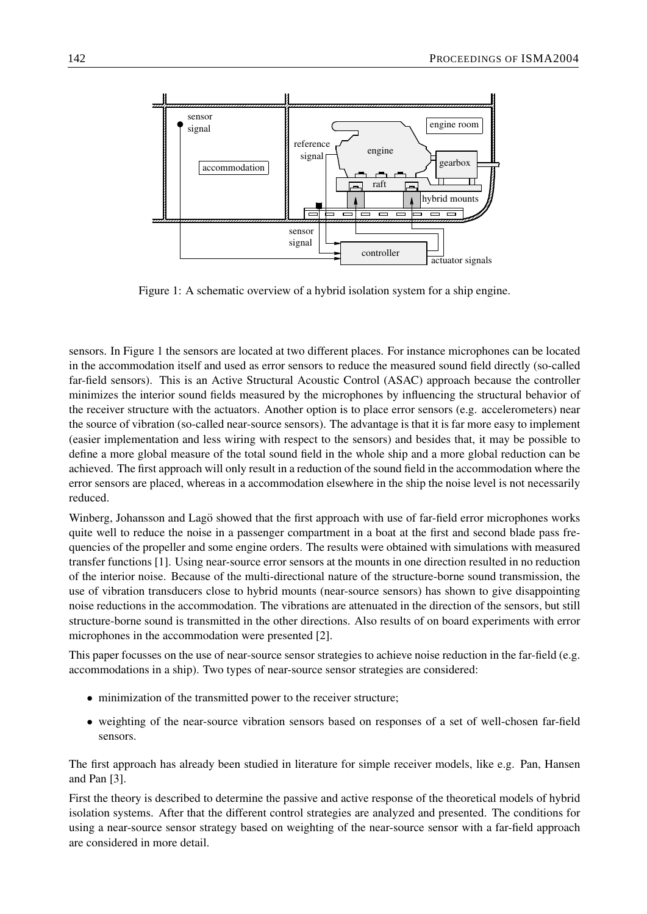Figure 1: A schematic overview of a hybrid isolation system for a ship engine.

sensors. In Figure 1 the sensors are located at two different places. For instance microphones can be located in the accommodation itself and used as error sensors to reduce the measured sound field directly (so-called far-field sensors). This is an Active Structural Acoustic Control (ASAC) approach because the controller minimizes the interior sound fields measured by the microphones by influencing the structural behavior of the receiver structure with the actuators. Another option is to place error sensors (e.g. accelerometers) near the source of vibration (so-called near-source sensors). The advantage is that it is far more easy to implement (easier implementation and less wiring with respect to the sensors) and besides that, it may be possible to define a more global measure of the total sound field in the whole ship and a more global reduction can be achieved. The first approach will only result in a reduction of the sound field in the accommodation where the error sensors are placed, whereas in a accommodation elsewhere in the ship the noise level is not necessarily reduced.

Winberg, Johansson and Lagö showed that the first approach with use of far-field error microphones works quite well to reduce the noise in a passenger compartment in a boat at the first and second blade pass frequencies of the propeller and some engine orders. The results were obtained with simulations with measured transfer functions [1]. Using near-source error sensors at the mounts in one direction resulted in no reduction of the interior noise. Because of the multi-directional nature of the structure-borne sound transmission, the use of vibration transducers close to hybrid mounts (near-source sensors) has shown to give disappointing noise reductions in the accommodation. The vibrations are attenuated in the direction of the sensors, but still structure-borne sound is transmitted in the other directions. Also results of on board experiments with error microphones in the accommodation were presented [2].

This paper focusses on the use of near-source sensor strategies to achieve noise reduction in the far-field (e.g. accommodations in a ship). Two types of near-source sensor strategies are considered:

- minimization of the transmitted power to the receiver structure;
- weighting of the near-source vibration sensors based on responses of a set of well-chosen far-field sensors.

The first approach has already been studied in literature for simple receiver models, like e.g. Pan, Hansen and Pan [3].

First the theory is described to determine the passive and active response of the theoretical models of hybrid isolation systems. After that the different control strategies are analyzed and presented. The conditions for using a near-source sensor strategy based on weighting of the near-source sensor with a far-field approach are considered in more detail.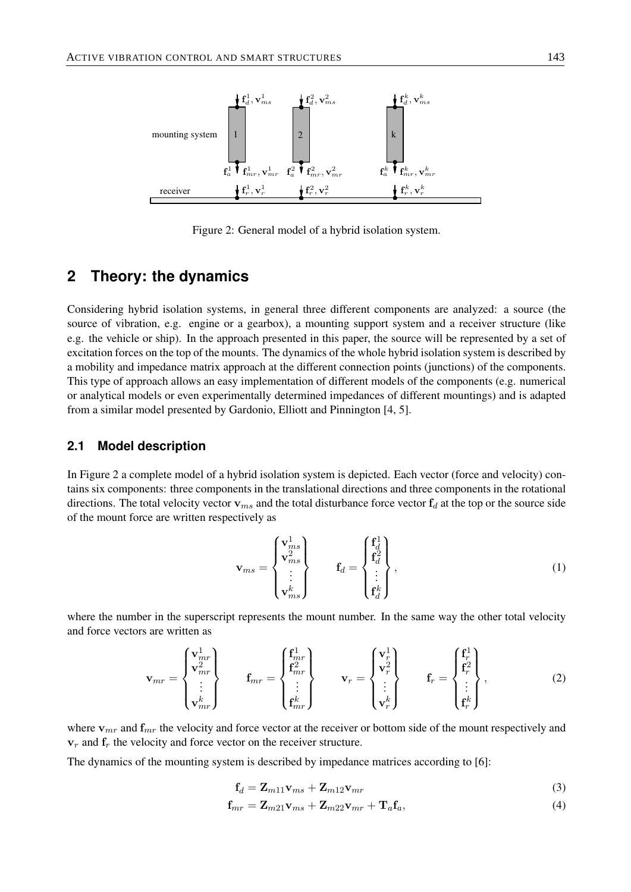Figure 2: General model of a hybrid isolation system.

## 2 Theory: the dynamics

Considering hybrid isolation systems, in general three different components are analyzed: a source (the source of vibration, e.g. engine or a gearbox), a mounting support system and a receiver structure (like e.g. the vehicle or ship). In the approach presented in this paper, the source will be represented by a set of excitation forces on the top of the mounts. The dynamics of the whole hybrid isolation system is described by a mobility and impedance matrix approach at the different connection points (junctions) of the components. This type of approach allows an easy implementation of different models of the components (e.g. numerical or analytical models or even experimentally determined impedances of different mountings) and is adapted from a similar model presented by Gardonio, Elliott and Pinnington [4, 5].

### 2.1 Model description

In Figure 2 a complete model of a hybrid isolation system is depicted. Each vector (force and velocity) contains six components: three components in the translational directions and three components in the rotational directions. The total velocity vector $\mathbf{v}_{ms}$ and the total disturbance force vector $\mathbf{f}_d$ at the top or the source side of the mount force are written respectively as

$$\mathbf{v}_{ms} = \begin{Bmatrix} \mathbf{v}_{ms}^1 \\ \mathbf{v}_{ms}^2 \\ \vdots \\ \mathbf{v}_{ms}^k \end{Bmatrix} \qquad \mathbf{f}_d = \begin{Bmatrix} \mathbf{f}_d^1 \\ \mathbf{f}_d^2 \\ \vdots \\ \mathbf{f}_d^k \end{Bmatrix}, \tag{1}$$

where the number in the superscript represents the mount number. In the same way the other total velocity and force vectors are written as

$$\mathbf{v}_{mr} = \begin{Bmatrix} \mathbf{v}_{mr}^1 \\ \mathbf{v}_{mr}^2 \\ \vdots \\ \mathbf{v}_{mr}^k \end{Bmatrix} \qquad \mathbf{f}_{mr} = \begin{Bmatrix} \mathbf{f}_{mr}^1 \\ \mathbf{f}_{mr}^2 \\ \vdots \\ \mathbf{f}_{mr}^k \end{Bmatrix} \qquad \mathbf{v}_r = \begin{Bmatrix} \mathbf{v}_r^1 \\ \mathbf{v}_r^2 \\ \vdots \\ \mathbf{v}_r^k \end{Bmatrix} \qquad \mathbf{f}_r = \begin{Bmatrix} \mathbf{f}_r^1 \\ \mathbf{f}_r^2 \\ \vdots \\ \mathbf{f}_r^k \end{Bmatrix}, \tag{2}$$

where $\mathbf{v}_{mr}$ and $\mathbf{f}_{mr}$ the velocity and force vector at the receiver or bottom side of the mount respectively and $\mathbf{v}_r$ and $\mathbf{f}_r$ the velocity and force vector on the receiver structure.

The dynamics of the mounting system is described by impedance matrices according to [6]:

$$\mathbf{f}_d = \mathbf{Z}_{m11}\mathbf{v}_{ms} + \mathbf{Z}_{m12}\mathbf{v}_{mr} \tag{3}$$

$$\mathbf{f}_{mr} = \mathbf{Z}_{m21}\mathbf{v}_{ms} + \mathbf{Z}_{m22}\mathbf{v}_{mr} + \mathbf{T}_a\mathbf{f}_a, \tag{4}$$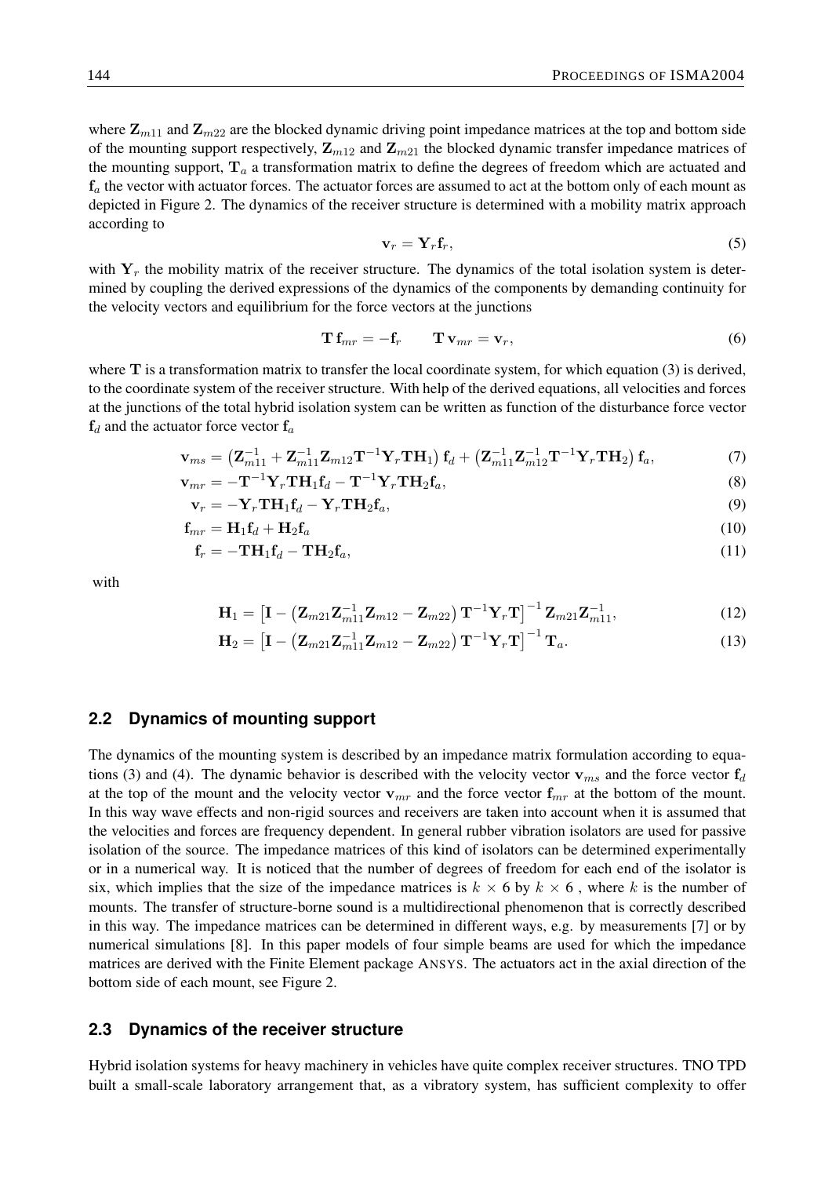where $\mathbf{Z}_{m11}$ and $\mathbf{Z}_{m22}$ are the blocked dynamic driving point impedance matrices at the top and bottom side of the mounting support respectively, $\mathbf{Z}_{m12}$ and $\mathbf{Z}_{m21}$ the blocked dynamic transfer impedance matrices of the mounting support, $\mathbf{T}_a$ a transformation matrix to define the degrees of freedom which are actuated and $\mathbf{f}_a$ the vector with actuator forces. The actuator forces are assumed to act at the bottom only of each mount as depicted in Figure 2. The dynamics of the receiver structure is determined with a mobility matrix approach according to

$$\mathbf{v}_r = \mathbf{Y}_r \mathbf{f}_r, \tag{5}$$

with $\mathbf{Y}_r$ the mobility matrix of the receiver structure. The dynamics of the total isolation system is determined by coupling the derived expressions of the dynamics of the components by demanding continuity for the velocity vectors and equilibrium for the force vectors at the junctions

$$\mathbf{T}\,\mathbf{f}_{mr} = -\mathbf{f}_r \qquad \mathbf{T}\,\mathbf{v}_{mr} = \mathbf{v}_r, \tag{6}$$

where $\mathbf{T}$ is a transformation matrix to transfer the local coordinate system, for which equation (3) is derived, to the coordinate system of the receiver structure. With help of the derived equations, all velocities and forces at the junctions of the total hybrid isolation system can be written as function of the disturbance force vector $\mathbf{f}_d$ and the actuator force vector $\mathbf{f}_a$

$$\mathbf{v}_{ms} = \left(\mathbf{Z}_{m11}^{-1} + \mathbf{Z}_{m11}^{-1}\mathbf{Z}_{m12}\mathbf{T}^{-1}\mathbf{Y}_r\mathbf{T}\mathbf{H}_1\right)\mathbf{f}_d + \left(\mathbf{Z}_{m11}^{-1}\mathbf{Z}_{m12}^{-1}\mathbf{T}^{-1}\mathbf{Y}_r\mathbf{T}\mathbf{H}_2\right)\mathbf{f}_a, \tag{7}$$

$$\mathbf{v}_{mr} = -\mathbf{T}^{-1}\mathbf{Y}_r\mathbf{T}\mathbf{H}_1\mathbf{f}_d - \mathbf{T}^{-1}\mathbf{Y}_r\mathbf{T}\mathbf{H}_2\mathbf{f}_a, \tag{8}$$

$$\mathbf{v}_r = -\mathbf{Y}_r\mathbf{T}\mathbf{H}_1\mathbf{f}_d - \mathbf{Y}_r\mathbf{T}\mathbf{H}_2\mathbf{f}_a, \tag{9}$$

$$\mathbf{f}_{mr} = \mathbf{H}_1\mathbf{f}_d + \mathbf{H}_2\mathbf{f}_a \tag{10}$$

$$\mathbf{f}_r = -\mathbf{T}\mathbf{H}_1\mathbf{f}_d - \mathbf{T}\mathbf{H}_2\mathbf{f}_a, \tag{11}$$

with

$$\mathbf{H}_1 = \left[\mathbf{I} - \left(\mathbf{Z}_{m21}\mathbf{Z}_{m11}^{-1}\mathbf{Z}_{m12} - \mathbf{Z}_{m22}\right)\mathbf{T}^{-1}\mathbf{Y}_r\mathbf{T}\right]^{-1}\mathbf{Z}_{m21}\mathbf{Z}_{m11}^{-1}, \tag{12}$$

$$\mathbf{H}_2 = \left[\mathbf{I} - \left(\mathbf{Z}_{m21}\mathbf{Z}_{m11}^{-1}\mathbf{Z}_{m12} - \mathbf{Z}_{m22}\right)\mathbf{T}^{-1}\mathbf{Y}_r\mathbf{T}\right]^{-1}\mathbf{T}_a. \tag{13}$$

### 2.2 Dynamics of mounting support

The dynamics of the mounting system is described by an impedance matrix formulation according to equations (3) and (4). The dynamic behavior is described with the velocity vector $\mathbf{v}_{ms}$ and the force vector $\mathbf{f}_d$ at the top of the mount and the velocity vector $\mathbf{v}_{mr}$ and the force vector $\mathbf{f}_{mr}$ at the bottom of the mount. In this way wave effects and non-rigid sources and receivers are taken into account when it is assumed that the velocities and forces are frequency dependent. In general rubber vibration isolators are used for passive isolation of the source. The impedance matrices of this kind of isolators can be determined experimentally or in a numerical way. It is noticed that the number of degrees of freedom for each end of the isolator is six, which implies that the size of the impedance matrices is $k \times 6$ by $k \times 6$ , where $k$ is the number of mounts. The transfer of structure-borne sound is a multidirectional phenomenon that is correctly described in this way. The impedance matrices can be determined in different ways, e.g. by measurements [7] or by numerical simulations [8]. In this paper models of four simple beams are used for which the impedance matrices are derived with the Finite Element package ANSYS. The actuators act in the axial direction of the bottom side of each mount, see Figure 2.

### 2.3 Dynamics of the receiver structure

Hybrid isolation systems for heavy machinery in vehicles have quite complex receiver structures. TNO TPD built a small-scale laboratory arrangement that, as a vibratory system, has sufficient complexity to offer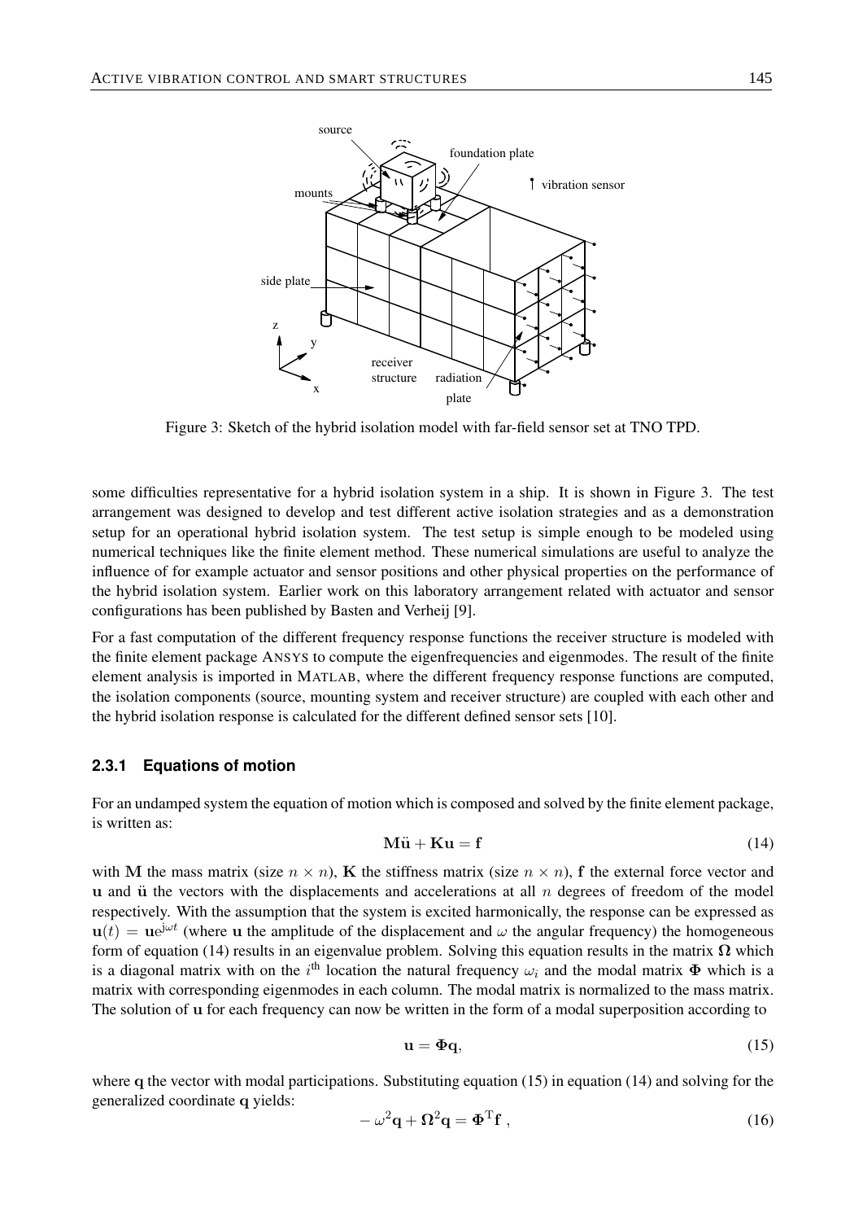Figure 3: Sketch of the hybrid isolation model with far-field sensor set at TNO TPD.

some difficulties representative for a hybrid isolation system in a ship. It is shown in Figure 3. The test arrangement was designed to develop and test different active isolation strategies and as a demonstration setup for an operational hybrid isolation system. The test setup is simple enough to be modeled using numerical techniques like the finite element method. These numerical simulations are useful to analyze the influence of for example actuator and sensor positions and other physical properties on the performance of the hybrid isolation system. Earlier work on this laboratory arrangement related with actuator and sensor configurations has been published by Basten and Verheij [9].

For a fast computation of the different frequency response functions the receiver structure is modeled with the finite element package ANSYS to compute the eigenfrequencies and eigenmodes. The result of the finite element analysis is imported in MATLAB, where the different frequency response functions are computed, the isolation components (source, mounting system and receiver structure) are coupled with each other and the hybrid isolation response is calculated for the different defined sensor sets [10].

### 2.3.1 Equations of motion

For an undamped system the equation of motion which is composed and solved by the finite element package, is written as:

$$\mathbf{M}\ddot{\mathbf{u}} + \mathbf{K}\mathbf{u} = \mathbf{f} \tag{14}$$

with $\mathbf{M}$ the mass matrix (size $n \times n$), $\mathbf{K}$ the stiffness matrix (size $n \times n$), $\mathbf{f}$ the external force vector and $\mathbf{u}$ and $\ddot{\mathbf{u}}$ the vectors with the displacements and accelerations at all $n$ degrees of freedom of the model respectively. With the assumption that the system is excited harmonically, the response can be expressed as $\mathbf{u}(t) = \mathbf{u}e^{j\omega t}$ (where $\mathbf{u}$ the amplitude of the displacement and $\omega$ the angular frequency) the homogeneous form of equation (14) results in an eigenvalue problem. Solving this equation results in the matrix $\mathbf{\Omega}$ which is a diagonal matrix with on the $i^{\text{th}}$ location the natural frequency $\omega_i$ and the modal matrix $\mathbf{\Phi}$ which is a matrix with corresponding eigenmodes in each column. The modal matrix is normalized to the mass matrix. The solution of $\mathbf{u}$ for each frequency can now be written in the form of a modal superposition according to

$$\mathbf{u} = \mathbf{\Phi}\mathbf{q}, \tag{15}$$

where $\mathbf{q}$ the vector with modal participations. Substituting equation (15) in equation (14) and solving for the generalized coordinate $\mathbf{q}$ yields:

$$-\omega^2\mathbf{q} + \mathbf{\Omega}^2\mathbf{q} = \mathbf{\Phi}^{\mathrm{T}}\mathbf{f} \;, \tag{16}$$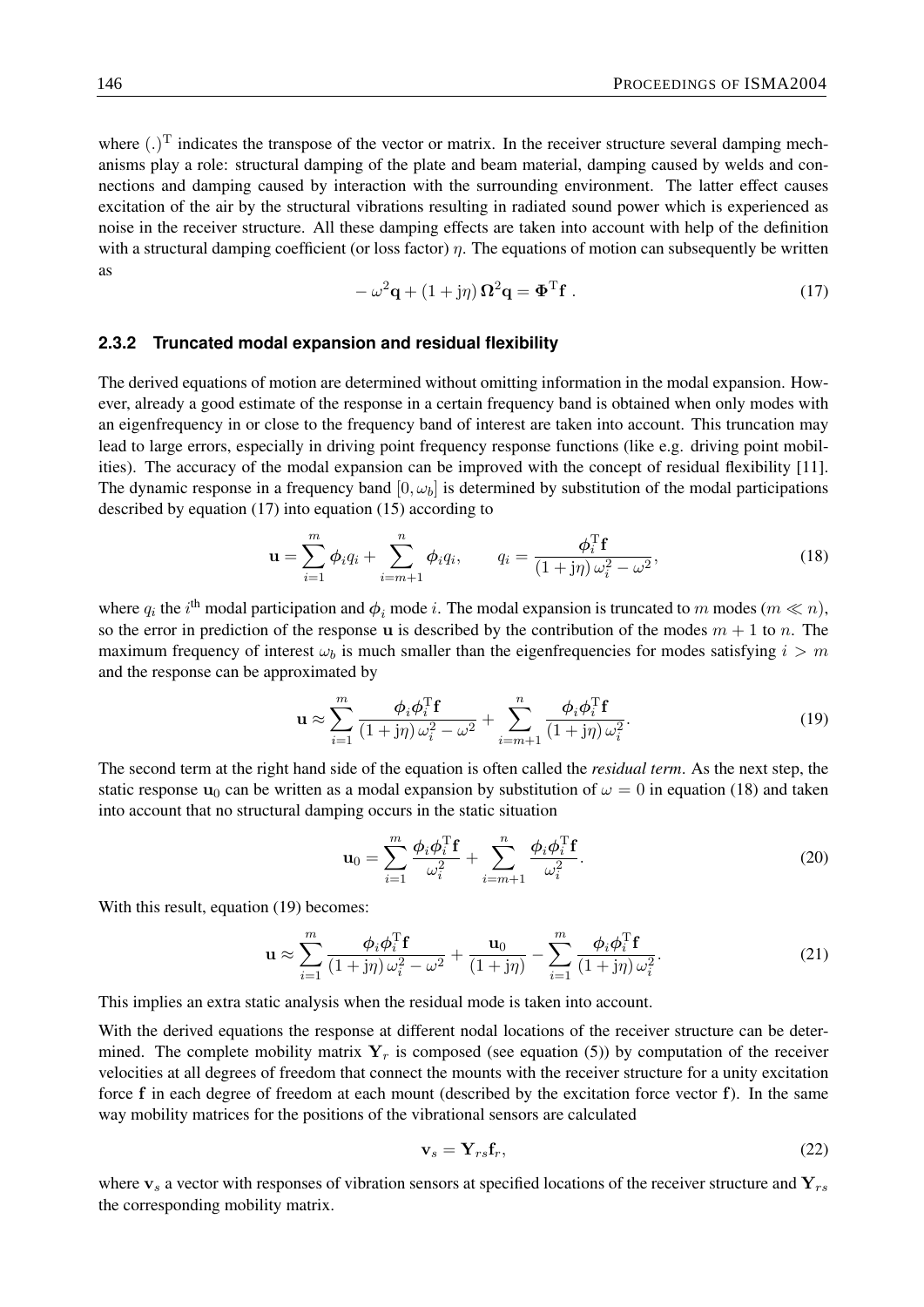where $(.)^{\mathrm{T}}$ indicates the transpose of the vector or matrix. In the receiver structure several damping mechanisms play a role: structural damping of the plate and beam material, damping caused by welds and connections and damping caused by interaction with the surrounding environment. The latter effect causes excitation of the air by the structural vibrations resulting in radiated sound power which is experienced as noise in the receiver structure. All these damping effects are taken into account with help of the definition with a structural damping coefficient (or loss factor) $\eta$. The equations of motion can subsequently be written as

$$-\omega^2\mathbf{q} + (1+\mathrm{j}\eta)\,\mathbf{\Omega}^2\mathbf{q} = \mathbf{\Phi}^{\mathrm{T}}\mathbf{f}\ . \tag{17}$$

### 2.3.2 Truncated modal expansion and residual flexibility

The derived equations of motion are determined without omitting information in the modal expansion. However, already a good estimate of the response in a certain frequency band is obtained when only modes with an eigenfrequency in or close to the frequency band of interest are taken into account. This truncation may lead to large errors, especially in driving point frequency response functions (like e.g. driving point mobilities). The accuracy of the modal expansion can be improved with the concept of residual flexibility [11]. The dynamic response in a frequency band $[0, \omega_b]$ is determined by substitution of the modal participations described by equation (17) into equation (15) according to

$$\mathbf{u} = \sum_{i=1}^{m}\boldsymbol{\phi}_i q_i + \sum_{i=m+1}^{n}\boldsymbol{\phi}_i q_i, \qquad q_i = \frac{\boldsymbol{\phi}_i^{\mathrm{T}}\mathbf{f}}{(1+\mathrm{j}\eta)\,\omega_i^2 - \omega^2}, \tag{18}$$

where $q_i$ the $i^{\text{th}}$ modal participation and $\boldsymbol{\phi}_i$ mode $i$. The modal expansion is truncated to $m$ modes ($m \ll n$), so the error in prediction of the response $\mathbf{u}$ is described by the contribution of the modes $m+1$ to $n$. The maximum frequency of interest $\omega_b$ is much smaller than the eigenfrequencies for modes satisfying $i > m$ and the response can be approximated by

$$\mathbf{u} \approx \sum_{i=1}^{m}\frac{\boldsymbol{\phi}_i\boldsymbol{\phi}_i^{\mathrm{T}}\mathbf{f}}{(1+\mathrm{j}\eta)\,\omega_i^2 - \omega^2} + \sum_{i=m+1}^{n}\frac{\boldsymbol{\phi}_i\boldsymbol{\phi}_i^{\mathrm{T}}\mathbf{f}}{(1+\mathrm{j}\eta)\,\omega_i^2}. \tag{19}$$

The second term at the right hand side of the equation is often called the *residual term*. As the next step, the static response $\mathbf{u}_0$ can be written as a modal expansion by substitution of $\omega = 0$ in equation (18) and taken into account that no structural damping occurs in the static situation

$$\mathbf{u}_0 = \sum_{i=1}^{m}\frac{\boldsymbol{\phi}_i\boldsymbol{\phi}_i^{\mathrm{T}}\mathbf{f}}{\omega_i^2} + \sum_{i=m+1}^{n}\frac{\boldsymbol{\phi}_i\boldsymbol{\phi}_i^{\mathrm{T}}\mathbf{f}}{\omega_i^2}. \tag{20}$$

With this result, equation (19) becomes:

$$\mathbf{u} \approx \sum_{i=1}^{m}\frac{\boldsymbol{\phi}_i\boldsymbol{\phi}_i^{\mathrm{T}}\mathbf{f}}{(1+\mathrm{j}\eta)\,\omega_i^2 - \omega^2} + \frac{\mathbf{u}_0}{(1+\mathrm{j}\eta)} - \sum_{i=1}^{m}\frac{\boldsymbol{\phi}_i\boldsymbol{\phi}_i^{\mathrm{T}}\mathbf{f}}{(1+\mathrm{j}\eta)\,\omega_i^2}. \tag{21}$$

This implies an extra static analysis when the residual mode is taken into account.

With the derived equations the response at different nodal locations of the receiver structure can be determined. The complete mobility matrix $\mathbf{Y}_r$ is composed (see equation (5)) by computation of the receiver velocities at all degrees of freedom that connect the mounts with the receiver structure for a unity excitation force $\mathbf{f}$ in each degree of freedom at each mount (described by the excitation force vector $\mathbf{f}$). In the same way mobility matrices for the positions of the vibrational sensors are calculated

$$\mathbf{v}_s = \mathbf{Y}_{rs}\mathbf{f}_r, \tag{22}$$

where $\mathbf{v}_s$ a vector with responses of vibration sensors at specified locations of the receiver structure and $\mathbf{Y}_{rs}$ the corresponding mobility matrix.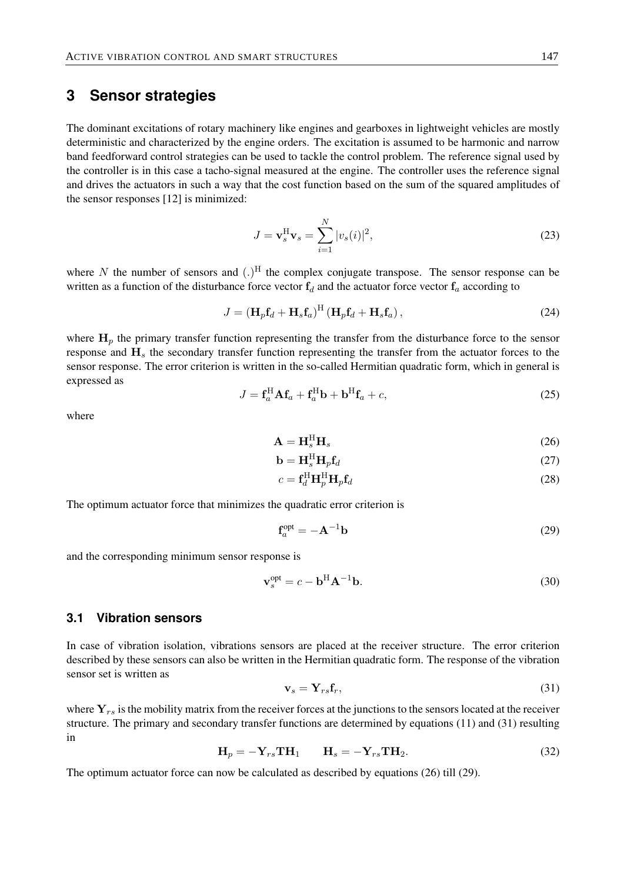## 3 Sensor strategies

The dominant excitations of rotary machinery like engines and gearboxes in lightweight vehicles are mostly deterministic and characterized by the engine orders. The excitation is assumed to be harmonic and narrow band feedforward control strategies can be used to tackle the control problem. The reference signal used by the controller is in this case a tacho-signal measured at the engine. The controller uses the reference signal and drives the actuators in such a way that the cost function based on the sum of the squared amplitudes of the sensor responses [12] is minimized:

$$J = \mathbf{v}_s^{\mathrm{H}} \mathbf{v}_s = \sum_{i=1}^{N} |v_s(i)|^2, \tag{23}$$

where $N$ the number of sensors and $(.)^{\mathrm{H}}$ the complex conjugate transpose. The sensor response can be written as a function of the disturbance force vector $\mathbf{f}_d$ and the actuator force vector $\mathbf{f}_a$ according to

$$J = \left(\mathbf{H}_p \mathbf{f}_d + \mathbf{H}_s \mathbf{f}_a\right)^{\mathrm{H}} \left(\mathbf{H}_p \mathbf{f}_d + \mathbf{H}_s \mathbf{f}_a\right), \tag{24}$$

where $\mathbf{H}_p$ the primary transfer function representing the transfer from the disturbance force to the sensor response and $\mathbf{H}_s$ the secondary transfer function representing the transfer from the actuator forces to the sensor response. The error criterion is written in the so-called Hermitian quadratic form, which in general is expressed as

$$J = \mathbf{f}_a^{\mathrm{H}} \mathbf{A} \mathbf{f}_a + \mathbf{f}_a^{\mathrm{H}} \mathbf{b} + \mathbf{b}^{\mathrm{H}} \mathbf{f}_a + c, \tag{25}$$

where

$$\mathbf{A} = \mathbf{H}_s^{\mathrm{H}} \mathbf{H}_s \tag{26}$$

$$\mathbf{b} = \mathbf{H}_s^{\mathrm{H}} \mathbf{H}_p \mathbf{f}_d \tag{27}$$

$$c = \mathbf{f}_d^{\mathrm{H}} \mathbf{H}_p^{\mathrm{H}} \mathbf{H}_p \mathbf{f}_d \tag{28}$$

The optimum actuator force that minimizes the quadratic error criterion is

$$\mathbf{f}_a^{\mathrm{opt}} = -\mathbf{A}^{-1} \mathbf{b} \tag{29}$$

and the corresponding minimum sensor response is

$$\mathbf{v}_s^{\mathrm{opt}} = c - \mathbf{b}^{\mathrm{H}} \mathbf{A}^{-1} \mathbf{b}. \tag{30}$$

### 3.1 Vibration sensors

In case of vibration isolation, vibrations sensors are placed at the receiver structure. The error criterion described by these sensors can also be written in the Hermitian quadratic form. The response of the vibration sensor set is written as

$$\mathbf{v}_s = \mathbf{Y}_{rs} \mathbf{f}_r, \tag{31}$$

where $\mathbf{Y}_{rs}$ is the mobility matrix from the receiver forces at the junctions to the sensors located at the receiver structure. The primary and secondary transfer functions are determined by equations (11) and (31) resulting in

$$\mathbf{H}_p = -\mathbf{Y}_{rs} \mathbf{T} \mathbf{H}_1 \qquad \mathbf{H}_s = -\mathbf{Y}_{rs} \mathbf{T} \mathbf{H}_2. \tag{32}$$

The optimum actuator force can now be calculated as described by equations (26) till (29).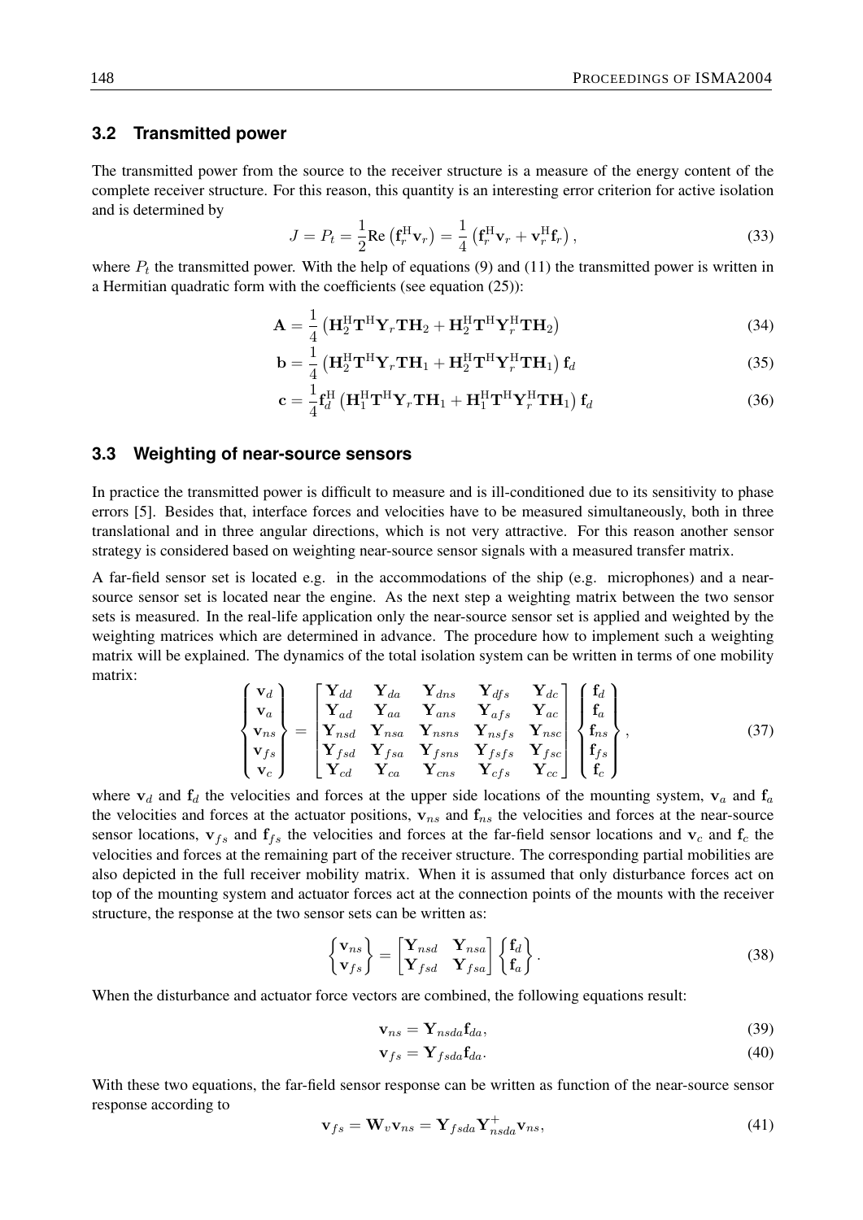### 3.2 Transmitted power

The transmitted power from the source to the receiver structure is a measure of the energy content of the complete receiver structure. For this reason, this quantity is an interesting error criterion for active isolation and is determined by

$$J = P_t = \frac{1}{2}\text{Re}\left(\mathbf{f}_r^{\text{H}}\mathbf{v}_r\right) = \frac{1}{4}\left(\mathbf{f}_r^{\text{H}}\mathbf{v}_r + \mathbf{v}_r^{\text{H}}\mathbf{f}_r\right), \tag{33}$$

where $P_t$ the transmitted power. With the help of equations (9) and (11) the transmitted power is written in a Hermitian quadratic form with the coefficients (see equation (25)):

$$\mathbf{A} = \frac{1}{4}\left(\mathbf{H}_2^{\text{H}}\mathbf{T}^{\text{H}}\mathbf{Y}_r\mathbf{T}\mathbf{H}_2 + \mathbf{H}_2^{\text{H}}\mathbf{T}^{\text{H}}\mathbf{Y}_r^{\text{H}}\mathbf{T}\mathbf{H}_2\right) \tag{34}$$

$$\mathbf{b} = \frac{1}{4}\left(\mathbf{H}_2^{\text{H}}\mathbf{T}^{\text{H}}\mathbf{Y}_r\mathbf{T}\mathbf{H}_1 + \mathbf{H}_2^{\text{H}}\mathbf{T}^{\text{H}}\mathbf{Y}_r^{\text{H}}\mathbf{T}\mathbf{H}_1\right)\mathbf{f}_d \tag{35}$$

$$\mathbf{c} = \frac{1}{4}\mathbf{f}_d^{\text{H}}\left(\mathbf{H}_1^{\text{H}}\mathbf{T}^{\text{H}}\mathbf{Y}_r\mathbf{T}\mathbf{H}_1 + \mathbf{H}_1^{\text{H}}\mathbf{T}^{\text{H}}\mathbf{Y}_r^{\text{H}}\mathbf{T}\mathbf{H}_1\right)\mathbf{f}_d \tag{36}$$

### 3.3 Weighting of near-source sensors

In practice the transmitted power is difficult to measure and is ill-conditioned due to its sensitivity to phase errors [5]. Besides that, interface forces and velocities have to be measured simultaneously, both in three translational and in three angular directions, which is not very attractive. For this reason another sensor strategy is considered based on weighting near-source sensor signals with a measured transfer matrix.

A far-field sensor set is located e.g. in the accommodations of the ship (e.g. microphones) and a near-source sensor set is located near the engine. As the next step a weighting matrix between the two sensor sets is measured. In the real-life application only the near-source sensor set is applied and weighted by the weighting matrices which are determined in advance. The procedure how to implement such a weighting matrix will be explained. The dynamics of the total isolation system can be written in terms of one mobility matrix:

$$\begin{Bmatrix} \mathbf{v}_d \\ \mathbf{v}_a \\ \mathbf{v}_{ns} \\ \mathbf{v}_{fs} \\ \mathbf{v}_c \end{Bmatrix} = \begin{bmatrix} \mathbf{Y}_{dd} & \mathbf{Y}_{da} & \mathbf{Y}_{dns} & \mathbf{Y}_{dfs} & \mathbf{Y}_{dc} \\ \mathbf{Y}_{ad} & \mathbf{Y}_{aa} & \mathbf{Y}_{ans} & \mathbf{Y}_{afs} & \mathbf{Y}_{ac} \\ \mathbf{Y}_{nsd} & \mathbf{Y}_{nsa} & \mathbf{Y}_{nsns} & \mathbf{Y}_{nsfs} & \mathbf{Y}_{nsc} \\ \mathbf{Y}_{fsd} & \mathbf{Y}_{fsa} & \mathbf{Y}_{fsns} & \mathbf{Y}_{fsfs} & \mathbf{Y}_{fsc} \\ \mathbf{Y}_{cd} & \mathbf{Y}_{ca} & \mathbf{Y}_{cns} & \mathbf{Y}_{cfs} & \mathbf{Y}_{cc} \end{bmatrix} \begin{Bmatrix} \mathbf{f}_d \\ \mathbf{f}_a \\ \mathbf{f}_{ns} \\ \mathbf{f}_{fs} \\ \mathbf{f}_c \end{Bmatrix}, \tag{37}$$

where $\mathbf{v}_d$ and $\mathbf{f}_d$ the velocities and forces at the upper side locations of the mounting system, $\mathbf{v}_a$ and $\mathbf{f}_a$ the velocities and forces at the actuator positions, $\mathbf{v}_{ns}$ and $\mathbf{f}_{ns}$ the velocities and forces at the near-source sensor locations, $\mathbf{v}_{fs}$ and $\mathbf{f}_{fs}$ the velocities and forces at the far-field sensor locations and $\mathbf{v}_c$ and $\mathbf{f}_c$ the velocities and forces at the remaining part of the receiver structure. The corresponding partial mobilities are also depicted in the full receiver mobility matrix. When it is assumed that only disturbance forces act on top of the mounting system and actuator forces act at the connection points of the mounts with the receiver structure, the response at the two sensor sets can be written as:

$$\begin{Bmatrix} \mathbf{v}_{ns} \\ \mathbf{v}_{fs} \end{Bmatrix} = \begin{bmatrix} \mathbf{Y}_{nsd} & \mathbf{Y}_{nsa} \\ \mathbf{Y}_{fsd} & \mathbf{Y}_{fsa} \end{bmatrix} \begin{Bmatrix} \mathbf{f}_d \\ \mathbf{f}_a \end{Bmatrix}. \tag{38}$$

When the disturbance and actuator force vectors are combined, the following equations result:

$$\mathbf{v}_{ns} = \mathbf{Y}_{nsda}\mathbf{f}_{da}, \tag{39}$$

$$\mathbf{v}_{fs} = \mathbf{Y}_{fsda}\mathbf{f}_{da}. \tag{40}$$

With these two equations, the far-field sensor response can be written as function of the near-source sensor response according to

$$\mathbf{v}_{fs} = \mathbf{W}_v\mathbf{v}_{ns} = \mathbf{Y}_{fsda}\mathbf{Y}_{nsda}^{+}\mathbf{v}_{ns}, \tag{41}$$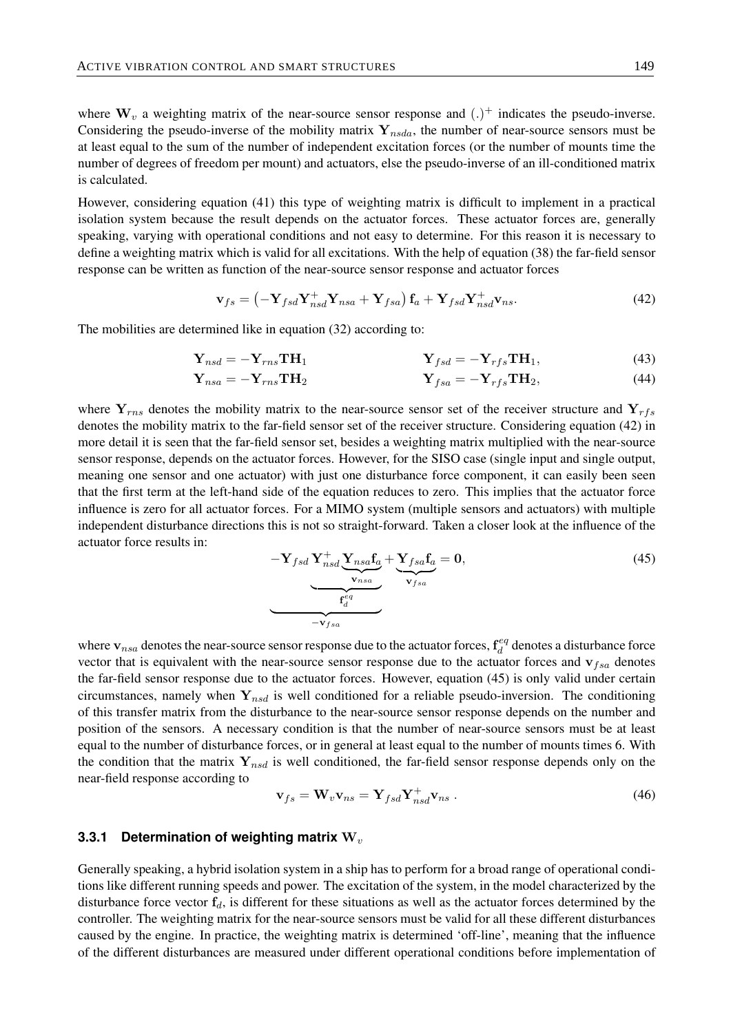where $\mathbf{W}_v$ a weighting matrix of the near-source sensor response and $(.)^+$ indicates the pseudo-inverse. Considering the pseudo-inverse of the mobility matrix $\mathbf{Y}_{nsda}$, the number of near-source sensors must be at least equal to the sum of the number of independent excitation forces (or the number of mounts time the number of degrees of freedom per mount) and actuators, else the pseudo-inverse of an ill-conditioned matrix is calculated.

However, considering equation (41) this type of weighting matrix is difficult to implement in a practical isolation system because the result depends on the actuator forces. These actuator forces are, generally speaking, varying with operational conditions and not easy to determine. For this reason it is necessary to define a weighting matrix which is valid for all excitations. With the help of equation (38) the far-field sensor response can be written as function of the near-source sensor response and actuator forces

$$\mathbf{v}_{fs} = \left(-\mathbf{Y}_{fsd}\mathbf{Y}_{nsd}^{+}\mathbf{Y}_{nsa} + \mathbf{Y}_{fsa}\right)\mathbf{f}_a + \mathbf{Y}_{fsd}\mathbf{Y}_{nsd}^{+}\mathbf{v}_{ns}. \tag{42}$$

The mobilities are determined like in equation (32) according to:

$$\mathbf{Y}_{nsd} = -\mathbf{Y}_{rns}\mathbf{T}\mathbf{H}_1 \qquad\qquad \mathbf{Y}_{fsd} = -\mathbf{Y}_{rfs}\mathbf{T}\mathbf{H}_1, \tag{43}$$

$$\mathbf{Y}_{nsa} = -\mathbf{Y}_{rns}\mathbf{T}\mathbf{H}_2 \qquad\qquad \mathbf{Y}_{fsa} = -\mathbf{Y}_{rfs}\mathbf{T}\mathbf{H}_2, \tag{44}$$

where $\mathbf{Y}_{rns}$ denotes the mobility matrix to the near-source sensor set of the receiver structure and $\mathbf{Y}_{rfs}$ denotes the mobility matrix to the far-field sensor set of the receiver structure. Considering equation (42) in more detail it is seen that the far-field sensor set, besides a weighting matrix multiplied with the near-source sensor response, depends on the actuator forces. However, for the SISO case (single input and single output, meaning one sensor and one actuator) with just one disturbance force component, it can easily been seen that the first term at the left-hand side of the equation reduces to zero. This implies that the actuator force influence is zero for all actuator forces. For a MIMO system (multiple sensors and actuators) with multiple independent disturbance directions this is not so straight-forward. Taken a closer look at the influence of the actuator force results in:

$$\underbrace{-\mathbf{Y}_{fsd}\,\underbrace{\mathbf{Y}_{nsd}^{+}\underbrace{\mathbf{Y}_{nsa}\mathbf{f}_a}_{\mathbf{v}_{nsa}}}_{\mathbf{f}_d^{eq}}}_{-\mathbf{v}_{fsa}} + \underbrace{\mathbf{Y}_{fsa}\mathbf{f}_a}_{\mathbf{v}_{fsa}} = \mathbf{0}, \tag{45}$$

where $\mathbf{v}_{nsa}$ denotes the near-source sensor response due to the actuator forces, $\mathbf{f}_d^{eq}$ denotes a disturbance force vector that is equivalent with the near-source sensor response due to the actuator forces and $\mathbf{v}_{fsa}$ denotes the far-field sensor response due to the actuator forces. However, equation (45) is only valid under certain circumstances, namely when $\mathbf{Y}_{nsd}$ is well conditioned for a reliable pseudo-inversion. The conditioning of this transfer matrix from the disturbance to the near-source sensor response depends on the number and position of the sensors. A necessary condition is that the number of near-source sensors must be at least equal to the number of disturbance forces, or in general at least equal to the number of mounts times 6. With the condition that the matrix $\mathbf{Y}_{nsd}$ is well conditioned, the far-field sensor response depends only on the near-field response according to

$$\mathbf{v}_{fs} = \mathbf{W}_v\mathbf{v}_{ns} = \mathbf{Y}_{fsd}\mathbf{Y}_{nsd}^{+}\mathbf{v}_{ns}\ . \tag{46}$$

### 3.3.1 Determination of weighting matrix $\mathbf{W}_v$

Generally speaking, a hybrid isolation system in a ship has to perform for a broad range of operational conditions like different running speeds and power. The excitation of the system, in the model characterized by the disturbance force vector $\mathbf{f}_d$, is different for these situations as well as the actuator forces determined by the controller. The weighting matrix for the near-source sensors must be valid for all these different disturbances caused by the engine. In practice, the weighting matrix is determined 'off-line', meaning that the influence of the different disturbances are measured under different operational conditions before implementation of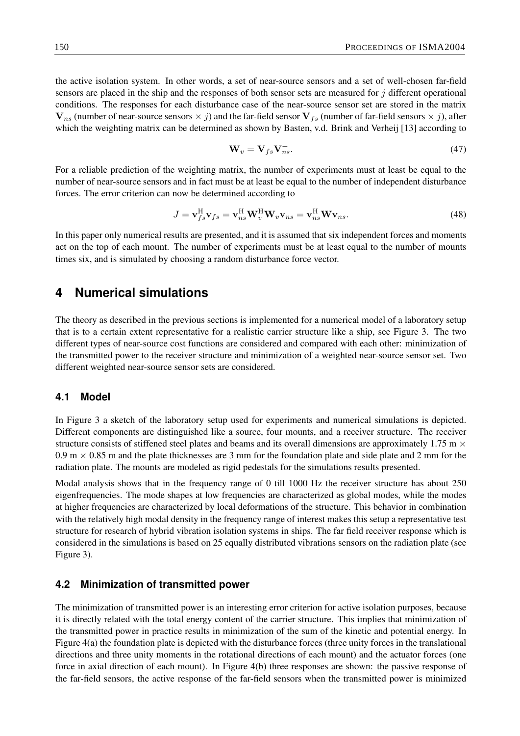the active isolation system. In other words, a set of near-source sensors and a set of well-chosen far-field sensors are placed in the ship and the responses of both sensor sets are measured for $j$ different operational conditions. The responses for each disturbance case of the near-source sensor set are stored in the matrix $\mathbf{V}_{ns}$ (number of near-source sensors $\times$ $j$) and the far-field sensor $\mathbf{V}_{fs}$ (number of far-field sensors $\times$ $j$), after which the weighting matrix can be determined as shown by Basten, v.d. Brink and Verheij [13] according to

$$\mathbf{W}_v = \mathbf{V}_{fs}\mathbf{V}_{ns}^{+}. \tag{47}$$

For a reliable prediction of the weighting matrix, the number of experiments must at least be equal to the number of near-source sensors and in fact must be at least be equal to the number of independent disturbance forces. The error criterion can now be determined according to

$$J = \mathbf{v}_{fs}^{\mathrm{H}}\mathbf{v}_{fs} = \mathbf{v}_{ns}^{\mathrm{H}}\mathbf{W}_v^{\mathrm{H}}\mathbf{W}_v\mathbf{v}_{ns} = \mathbf{v}_{ns}^{\mathrm{H}}\mathbf{W}\mathbf{v}_{ns}. \tag{48}$$

In this paper only numerical results are presented, and it is assumed that six independent forces and moments act on the top of each mount. The number of experiments must be at least equal to the number of mounts times six, and is simulated by choosing a random disturbance force vector.

# 4 Numerical simulations

The theory as described in the previous sections is implemented for a numerical model of a laboratory setup that is to a certain extent representative for a realistic carrier structure like a ship, see Figure 3. The two different types of near-source cost functions are considered and compared with each other: minimization of the transmitted power to the receiver structure and minimization of a weighted near-source sensor set. Two different weighted near-source sensor sets are considered.

## 4.1 Model

In Figure 3 a sketch of the laboratory setup used for experiments and numerical simulations is depicted. Different components are distinguished like a source, four mounts, and a receiver structure. The receiver structure consists of stiffened steel plates and beams and its overall dimensions are approximately 1.75 m $\times$ 0.9 m $\times$ 0.85 m and the plate thicknesses are 3 mm for the foundation plate and side plate and 2 mm for the radiation plate. The mounts are modeled as rigid pedestals for the simulations results presented.

Modal analysis shows that in the frequency range of 0 till 1000 Hz the receiver structure has about 250 eigenfrequencies. The mode shapes at low frequencies are characterized as global modes, while the modes at higher frequencies are characterized by local deformations of the structure. This behavior in combination with the relatively high modal density in the frequency range of interest makes this setup a representative test structure for research of hybrid vibration isolation systems in ships. The far field receiver response which is considered in the simulations is based on 25 equally distributed vibrations sensors on the radiation plate (see Figure 3).

## 4.2 Minimization of transmitted power

The minimization of transmitted power is an interesting error criterion for active isolation purposes, because it is directly related with the total energy content of the carrier structure. This implies that minimization of the transmitted power in practice results in minimization of the sum of the kinetic and potential energy. In Figure 4(a) the foundation plate is depicted with the disturbance forces (three unity forces in the translational directions and three unity moments in the rotational directions of each mount) and the actuator forces (one force in axial direction of each mount). In Figure 4(b) three responses are shown: the passive response of the far-field sensors, the active response of the far-field sensors when the transmitted power is minimized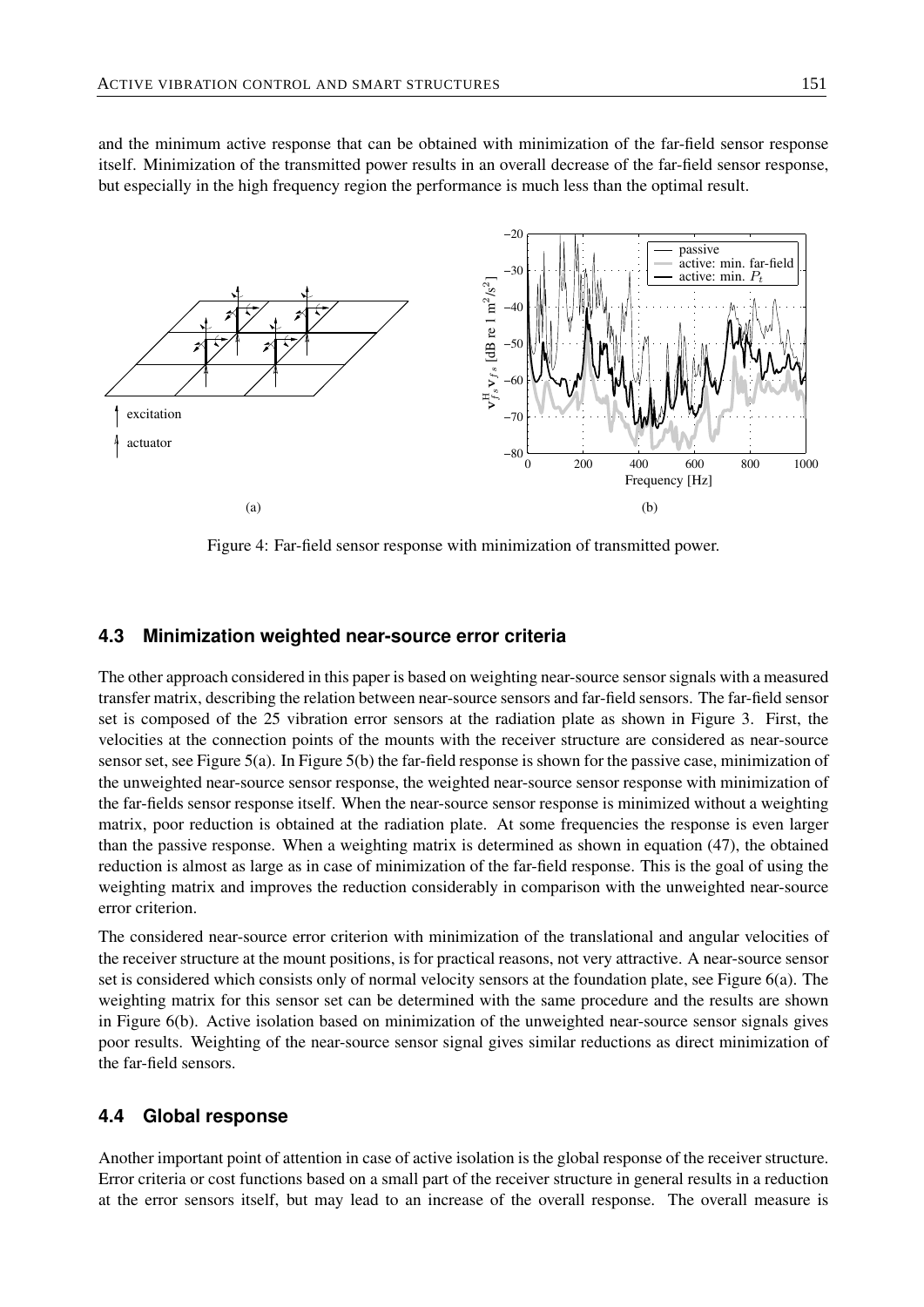and the minimum active response that can be obtained with minimization of the far-field sensor response itself. Minimization of the transmitted power results in an overall decrease of the far-field sensor response, but especially in the high frequency region the performance is much less than the optimal result.

Figure 4: Far-field sensor response with minimization of transmitted power.

### 4.3 Minimization weighted near-source error criteria

The other approach considered in this paper is based on weighting near-source sensor signals with a measured transfer matrix, describing the relation between near-source sensors and far-field sensors. The far-field sensor set is composed of the 25 vibration error sensors at the radiation plate as shown in Figure 3. First, the velocities at the connection points of the mounts with the receiver structure are considered as near-source sensor set, see Figure 5(a). In Figure 5(b) the far-field response is shown for the passive case, minimization of the unweighted near-source sensor response, the weighted near-source sensor response with minimization of the far-fields sensor response itself. When the near-source sensor response is minimized without a weighting matrix, poor reduction is obtained at the radiation plate. At some frequencies the response is even larger than the passive response. When a weighting matrix is determined as shown in equation (47), the obtained reduction is almost as large as in case of minimization of the far-field response. This is the goal of using the weighting matrix and improves the reduction considerably in comparison with the unweighted near-source error criterion.

The considered near-source error criterion with minimization of the translational and angular velocities of the receiver structure at the mount positions, is for practical reasons, not very attractive. A near-source sensor set is considered which consists only of normal velocity sensors at the foundation plate, see Figure 6(a). The weighting matrix for this sensor set can be determined with the same procedure and the results are shown in Figure 6(b). Active isolation based on minimization of the unweighted near-source sensor signals gives poor results. Weighting of the near-source sensor signal gives similar reductions as direct minimization of the far-field sensors.

### 4.4 Global response

Another important point of attention in case of active isolation is the global response of the receiver structure. Error criteria or cost functions based on a small part of the receiver structure in general results in a reduction at the error sensors itself, but may lead to an increase of the overall response. The overall measure is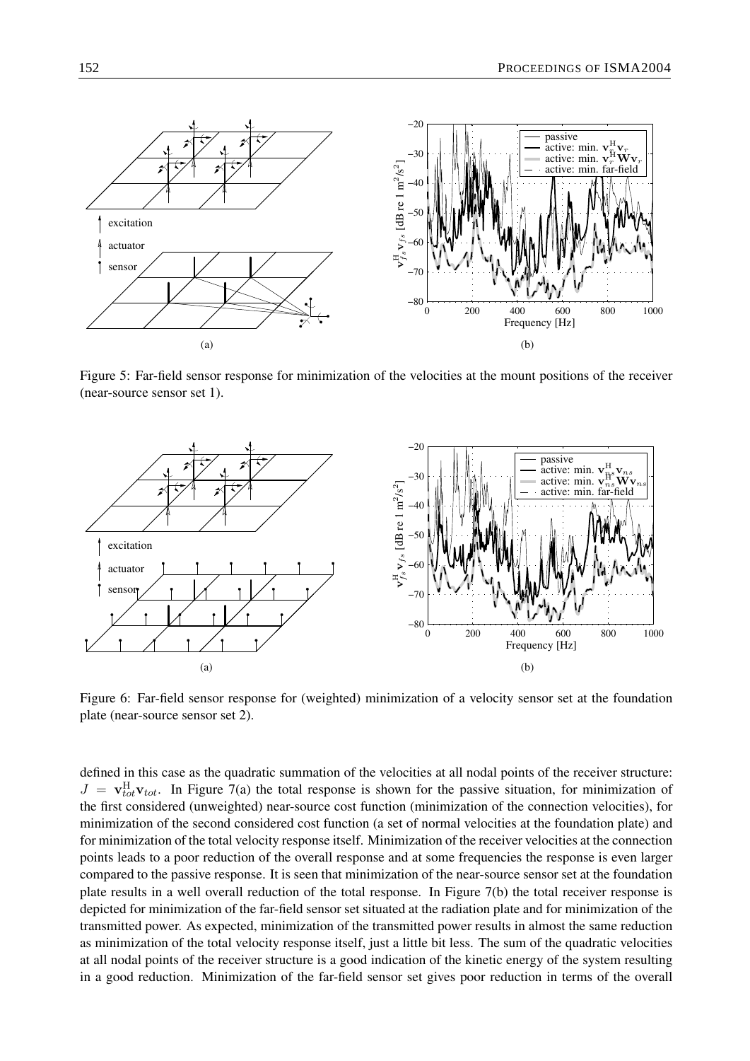Figure 5: Far-field sensor response for minimization of the velocities at the mount positions of the receiver (near-source sensor set 1).

Figure 6: Far-field sensor response for (weighted) minimization of a velocity sensor set at the foundation plate (near-source sensor set 2).

defined in this case as the quadratic summation of the velocities at all nodal points of the receiver structure: $J = \mathbf{v}_{tot}^{\mathrm{H}} \mathbf{v}_{tot}$. In Figure 7(a) the total response is shown for the passive situation, for minimization of the first considered (unweighted) near-source cost function (minimization of the connection velocities), for minimization of the second considered cost function (a set of normal velocities at the foundation plate) and for minimization of the total velocity response itself. Minimization of the receiver velocities at the connection points leads to a poor reduction of the overall response and at some frequencies the response is even larger compared to the passive response. It is seen that minimization of the near-source sensor set at the foundation plate results in a well overall reduction of the total response. In Figure 7(b) the total receiver response is depicted for minimization of the far-field sensor set situated at the radiation plate and for minimization of the transmitted power. As expected, minimization of the transmitted power results in almost the same reduction as minimization of the total velocity response itself, just a little bit less. The sum of the quadratic velocities at all nodal points of the receiver structure is a good indication of the kinetic energy of the system resulting in a good reduction. Minimization of the far-field sensor set gives poor reduction in terms of the overall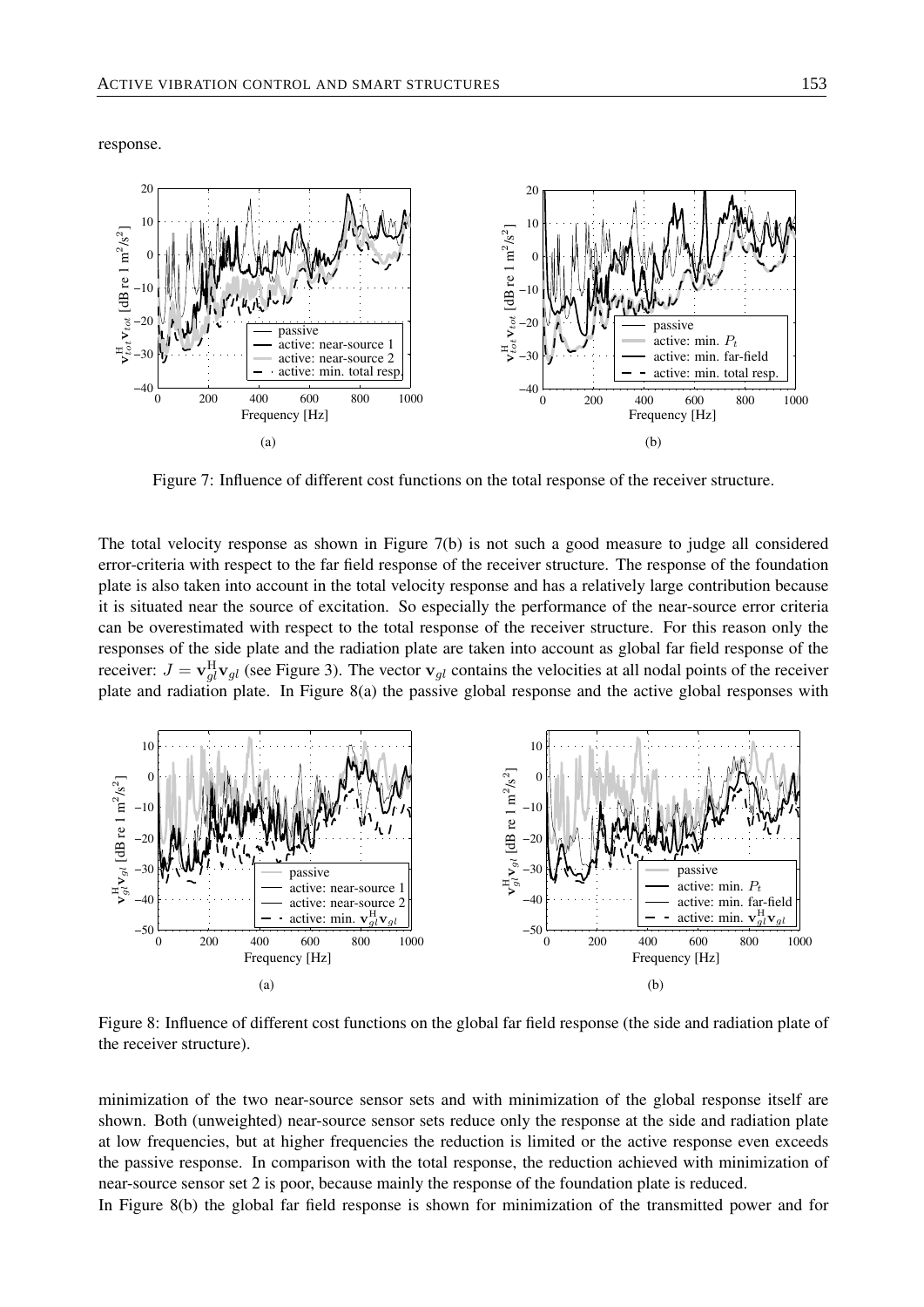response.

Figure 7: Influence of different cost functions on the total response of the receiver structure.

The total velocity response as shown in Figure 7(b) is not such a good measure to judge all considered error-criteria with respect to the far field response of the receiver structure. The response of the foundation plate is also taken into account in the total velocity response and has a relatively large contribution because it is situated near the source of excitation. So especially the performance of the near-source error criteria can be overestimated with respect to the total response of the receiver structure. For this reason only the responses of the side plate and the radiation plate are taken into account as global far field response of the receiver: $J = \mathbf{v}_{gl}^{\mathrm{H}}\mathbf{v}_{gl}$ (see Figure 3). The vector $\mathbf{v}_{gl}$ contains the velocities at all nodal points of the receiver plate and radiation plate. In Figure 8(a) the passive global response and the active global responses with minimization of the two near-source sensor sets and with minimization of the global response itself are shown. Both (unweighted) near-source sensor sets reduce only the response at the side and radiation plate at low frequencies, but at higher frequencies the reduction is limited or the active response even exceeds the passive response. In comparison with the total response, the reduction achieved with minimization of near-source sensor set 2 is poor, because mainly the response of the foundation plate is reduced.

Figure 8: Influence of different cost functions on the global far field response (the side and radiation plate of the receiver structure).

In Figure 8(b) the global far field response is shown for minimization of the transmitted power and for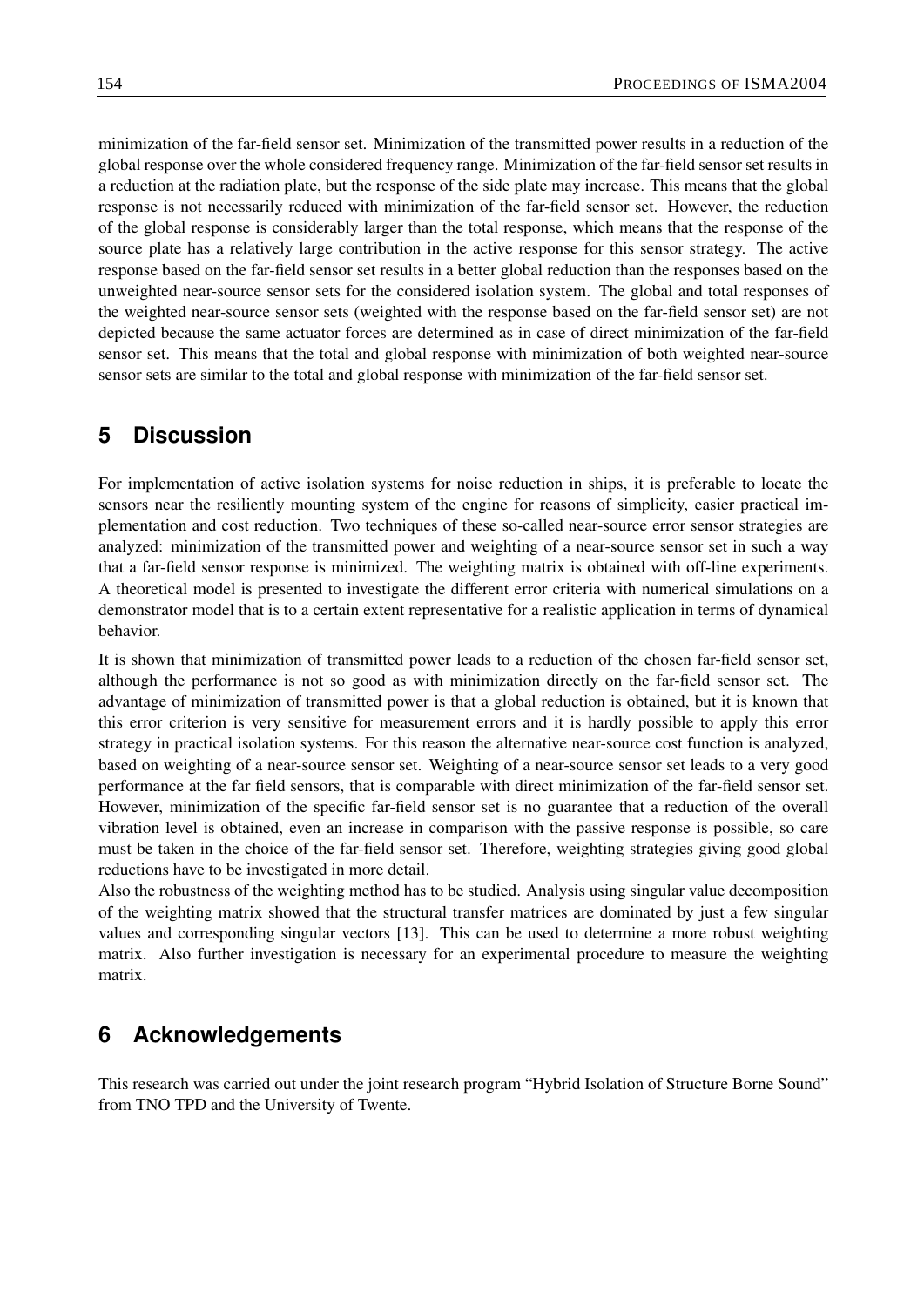minimization of the far-field sensor set. Minimization of the transmitted power results in a reduction of the global response over the whole considered frequency range. Minimization of the far-field sensor set results in a reduction at the radiation plate, but the response of the side plate may increase. This means that the global response is not necessarily reduced with minimization of the far-field sensor set. However, the reduction of the global response is considerably larger than the total response, which means that the response of the source plate has a relatively large contribution in the active response for this sensor strategy. The active response based on the far-field sensor set results in a better global reduction than the responses based on the unweighted near-source sensor sets for the considered isolation system. The global and total responses of the weighted near-source sensor sets (weighted with the response based on the far-field sensor set) are not depicted because the same actuator forces are determined as in case of direct minimization of the far-field sensor set. This means that the total and global response with minimization of both weighted near-source sensor sets are similar to the total and global response with minimization of the far-field sensor set.

## 5 Discussion

For implementation of active isolation systems for noise reduction in ships, it is preferable to locate the sensors near the resiliently mounting system of the engine for reasons of simplicity, easier practical implementation and cost reduction. Two techniques of these so-called near-source error sensor strategies are analyzed: minimization of the transmitted power and weighting of a near-source sensor set in such a way that a far-field sensor response is minimized. The weighting matrix is obtained with off-line experiments. A theoretical model is presented to investigate the different error criteria with numerical simulations on a demonstrator model that is to a certain extent representative for a realistic application in terms of dynamical behavior.

It is shown that minimization of transmitted power leads to a reduction of the chosen far-field sensor set, although the performance is not so good as with minimization directly on the far-field sensor set. The advantage of minimization of transmitted power is that a global reduction is obtained, but it is known that this error criterion is very sensitive for measurement errors and it is hardly possible to apply this error strategy in practical isolation systems. For this reason the alternative near-source cost function is analyzed, based on weighting of a near-source sensor set. Weighting of a near-source sensor set leads to a very good performance at the far field sensors, that is comparable with direct minimization of the far-field sensor set. However, minimization of the specific far-field sensor set is no guarantee that a reduction of the overall vibration level is obtained, even an increase in comparison with the passive response is possible, so care must be taken in the choice of the far-field sensor set. Therefore, weighting strategies giving good global reductions have to be investigated in more detail.

Also the robustness of the weighting method has to be studied. Analysis using singular value decomposition of the weighting matrix showed that the structural transfer matrices are dominated by just a few singular values and corresponding singular vectors [13]. This can be used to determine a more robust weighting matrix. Also further investigation is necessary for an experimental procedure to measure the weighting matrix.

## 6 Acknowledgements

This research was carried out under the joint research program “Hybrid Isolation of Structure Borne Sound” from TNO TPD and the University of Twente.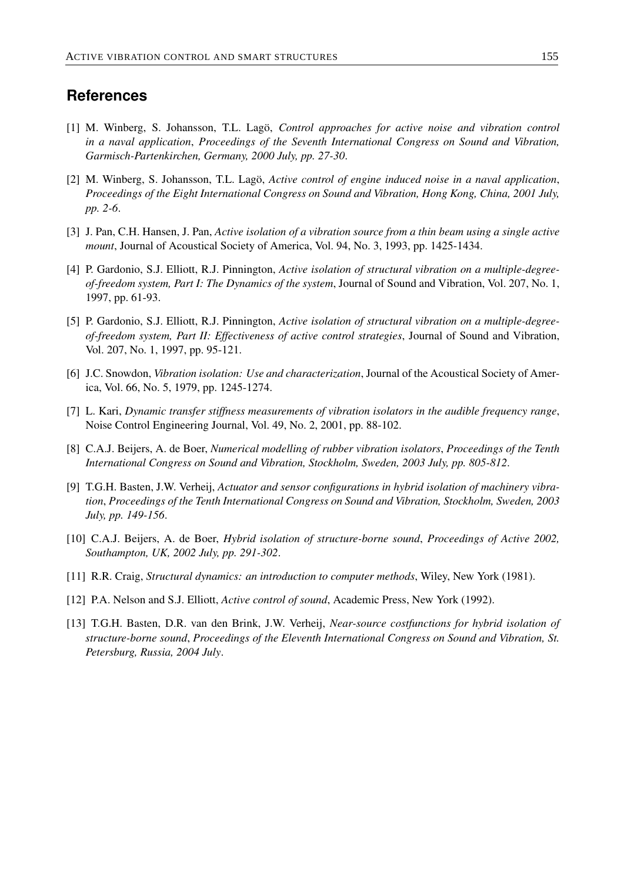## References

[1] M. Winberg, S. Johansson, T.L. Lagö, *Control approaches for active noise and vibration control in a naval application*, *Proceedings of the Seventh International Congress on Sound and Vibration, Garmisch-Partenkirchen, Germany, 2000 July, pp. 27-30*.

[2] M. Winberg, S. Johansson, T.L. Lagö, *Active control of engine induced noise in a naval application*, *Proceedings of the Eight International Congress on Sound and Vibration, Hong Kong, China, 2001 July, pp. 2-6*.

[3] J. Pan, C.H. Hansen, J. Pan, *Active isolation of a vibration source from a thin beam using a single active mount*, Journal of Acoustical Society of America, Vol. 94, No. 3, 1993, pp. 1425-1434.

[4] P. Gardonio, S.J. Elliott, R.J. Pinnington, *Active isolation of structural vibration on a multiple-degree-of-freedom system, Part I: The Dynamics of the system*, Journal of Sound and Vibration, Vol. 207, No. 1, 1997, pp. 61-93.

[5] P. Gardonio, S.J. Elliott, R.J. Pinnington, *Active isolation of structural vibration on a multiple-degree-of-freedom system, Part II: Effectiveness of active control strategies*, Journal of Sound and Vibration, Vol. 207, No. 1, 1997, pp. 95-121.

[6] J.C. Snowdon, *Vibration isolation: Use and characterization*, Journal of the Acoustical Society of America, Vol. 66, No. 5, 1979, pp. 1245-1274.

[7] L. Kari, *Dynamic transfer stiffness measurements of vibration isolators in the audible frequency range*, Noise Control Engineering Journal, Vol. 49, No. 2, 2001, pp. 88-102.

[8] C.A.J. Beijers, A. de Boer, *Numerical modelling of rubber vibration isolators*, *Proceedings of the Tenth International Congress on Sound and Vibration, Stockholm, Sweden, 2003 July, pp. 805-812*.

[9] T.G.H. Basten, J.W. Verheij, *Actuator and sensor configurations in hybrid isolation of machinery vibration*, *Proceedings of the Tenth International Congress on Sound and Vibration, Stockholm, Sweden, 2003 July, pp. 149-156*.

[10] C.A.J. Beijers, A. de Boer, *Hybrid isolation of structure-borne sound*, *Proceedings of Active 2002, Southampton, UK, 2002 July, pp. 291-302*.

[11] R.R. Craig, *Structural dynamics: an introduction to computer methods*, Wiley, New York (1981).

[12] P.A. Nelson and S.J. Elliott, *Active control of sound*, Academic Press, New York (1992).

[13] T.G.H. Basten, D.R. van den Brink, J.W. Verheij, *Near-source costfunctions for hybrid isolation of structure-borne sound*, *Proceedings of the Eleventh International Congress on Sound and Vibration, St. Petersburg, Russia, 2004 July*.